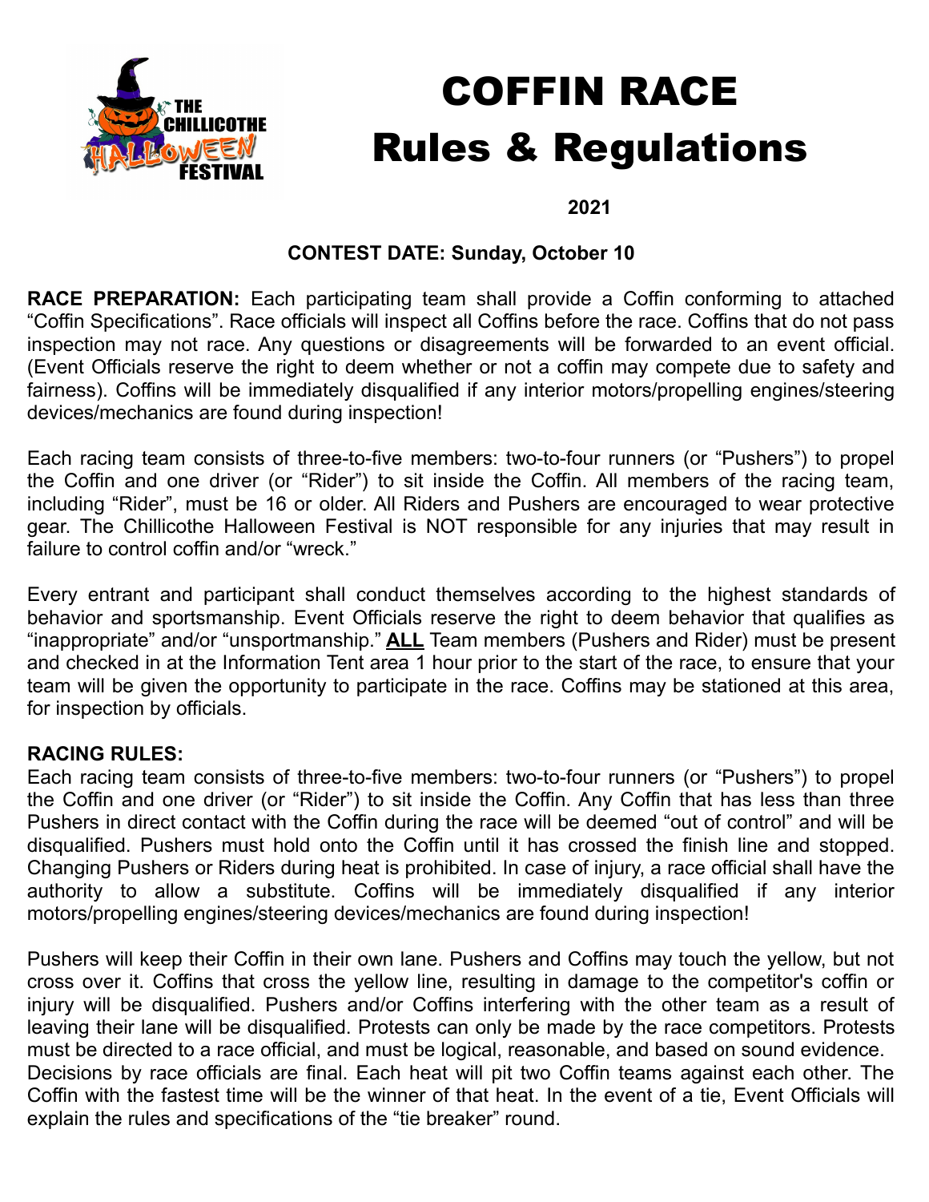# COFFIN RACE
# Rules & Regulations

**2021**

**CONTEST DATE: Sunday, October 10**

**RACE PREPARATION:** Each participating team shall provide a Coffin conforming to attached "Coffin Specifications". Race officials will inspect all Coffins before the race. Coffins that do not pass inspection may not race. Any questions or disagreements will be forwarded to an event official. (Event Officials reserve the right to deem whether or not a coffin may compete due to safety and fairness). Coffins will be immediately disqualified if any interior motors/propelling engines/steering devices/mechanics are found during inspection!

Each racing team consists of three-to-five members: two-to-four runners (or "Pushers") to propel the Coffin and one driver (or "Rider") to sit inside the Coffin. All members of the racing team, including "Rider", must be 16 or older. All Riders and Pushers are encouraged to wear protective gear. The Chillicothe Halloween Festival is NOT responsible for any injuries that may result in failure to control coffin and/or "wreck."

Every entrant and participant shall conduct themselves according to the highest standards of behavior and sportsmanship. Event Officials reserve the right to deem behavior that qualifies as "inappropriate" and/or "unsportmanship." **ALL** Team members (Pushers and Rider) must be present and checked in at the Information Tent area 1 hour prior to the start of the race, to ensure that your team will be given the opportunity to participate in the race. Coffins may be stationed at this area, for inspection by officials.

**RACING RULES:**
Each racing team consists of three-to-five members: two-to-four runners (or "Pushers") to propel the Coffin and one driver (or "Rider") to sit inside the Coffin. Any Coffin that has less than three Pushers in direct contact with the Coffin during the race will be deemed "out of control" and will be disqualified. Pushers must hold onto the Coffin until it has crossed the finish line and stopped. Changing Pushers or Riders during heat is prohibited. In case of injury, a race official shall have the authority to allow a substitute. Coffins will be immediately disqualified if any interior motors/propelling engines/steering devices/mechanics are found during inspection!

Pushers will keep their Coffin in their own lane. Pushers and Coffins may touch the yellow, but not cross over it. Coffins that cross the yellow line, resulting in damage to the competitor's coffin or injury will be disqualified. Pushers and/or Coffins interfering with the other team as a result of leaving their lane will be disqualified. Protests can only be made by the race competitors. Protests must be directed to a race official, and must be logical, reasonable, and based on sound evidence. Decisions by race officials are final. Each heat will pit two Coffin teams against each other. The Coffin with the fastest time will be the winner of that heat. In the event of a tie, Event Officials will explain the rules and specifications of the "tie breaker" round.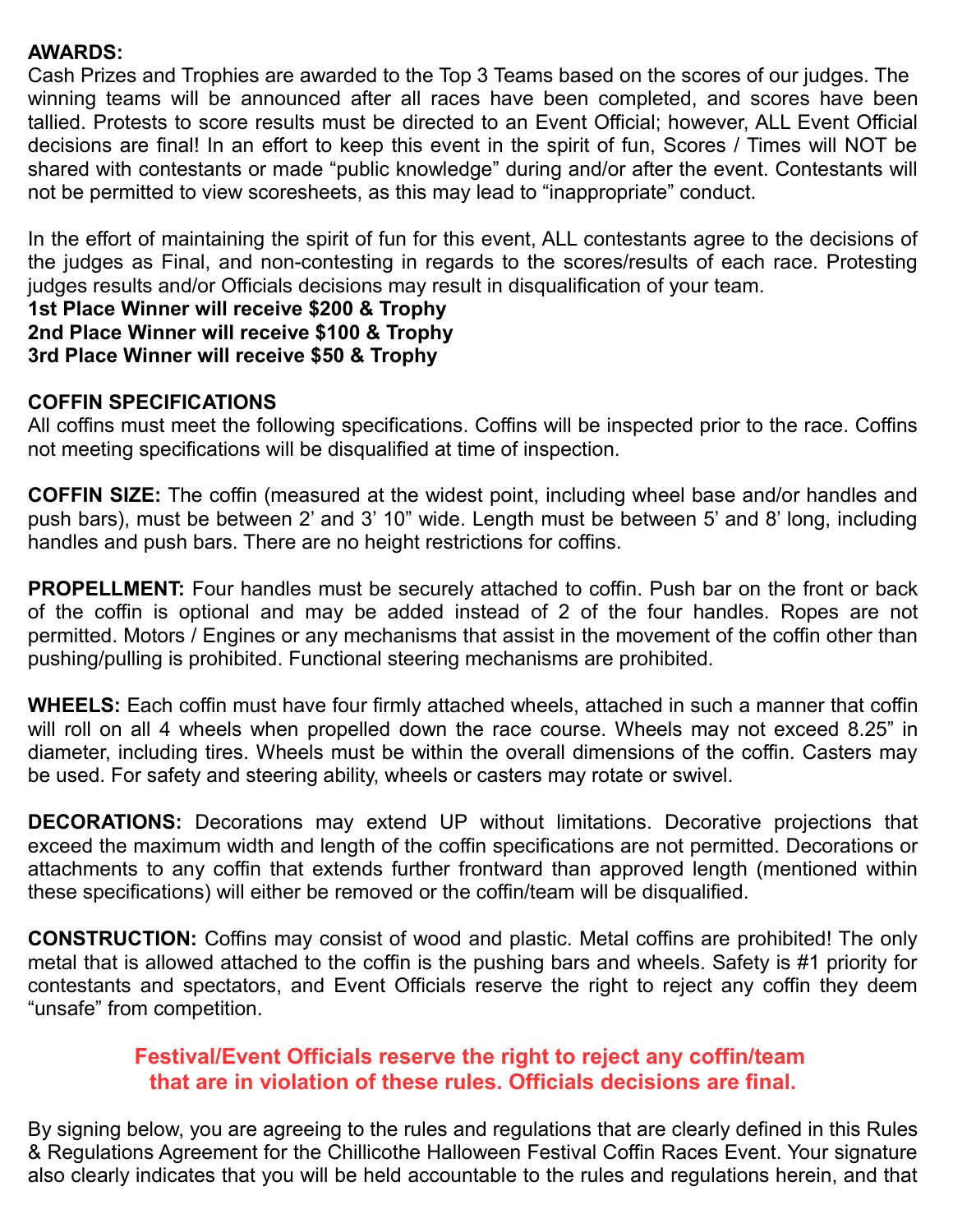**AWARDS:**
Cash Prizes and Trophies are awarded to the Top 3 Teams based on the scores of our judges. The winning teams will be announced after all races have been completed, and scores have been tallied. Protests to score results must be directed to an Event Official; however, ALL Event Official decisions are final! In an effort to keep this event in the spirit of fun, Scores / Times will NOT be shared with contestants or made "public knowledge" during and/or after the event. Contestants will not be permitted to view scoresheets, as this may lead to "inappropriate" conduct.

In the effort of maintaining the spirit of fun for this event, ALL contestants agree to the decisions of the judges as Final, and non-contesting in regards to the scores/results of each race. Protesting judges results and/or Officials decisions may result in disqualification of your team.
**1st Place Winner will receive $200 & Trophy**
**2nd Place Winner will receive $100 & Trophy**
**3rd Place Winner will receive $50 & Trophy**

**COFFIN SPECIFICATIONS**
All coffins must meet the following specifications. Coffins will be inspected prior to the race. Coffins not meeting specifications will be disqualified at time of inspection.

**COFFIN SIZE:** The coffin (measured at the widest point, including wheel base and/or handles and push bars), must be between 2' and 3' 10" wide. Length must be between 5' and 8' long, including handles and push bars. There are no height restrictions for coffins.

**PROPELLMENT:** Four handles must be securely attached to coffin. Push bar on the front or back of the coffin is optional and may be added instead of 2 of the four handles. Ropes are not permitted. Motors / Engines or any mechanisms that assist in the movement of the coffin other than pushing/pulling is prohibited. Functional steering mechanisms are prohibited.

**WHEELS:** Each coffin must have four firmly attached wheels, attached in such a manner that coffin will roll on all 4 wheels when propelled down the race course. Wheels may not exceed 8.25" in diameter, including tires. Wheels must be within the overall dimensions of the coffin. Casters may be used. For safety and steering ability, wheels or casters may rotate or swivel.

**DECORATIONS:** Decorations may extend UP without limitations. Decorative projections that exceed the maximum width and length of the coffin specifications are not permitted. Decorations or attachments to any coffin that extends further frontward than approved length (mentioned within these specifications) will either be removed or the coffin/team will be disqualified.

**CONSTRUCTION:** Coffins may consist of wood and plastic. Metal coffins are prohibited! The only metal that is allowed attached to the coffin is the pushing bars and wheels. Safety is #1 priority for contestants and spectators, and Event Officials reserve the right to reject any coffin they deem "unsafe" from competition.

**Festival/Event Officials reserve the right to reject any coffin/team that are in violation of these rules. Officials decisions are final.**

By signing below, you are agreeing to the rules and regulations that are clearly defined in this Rules & Regulations Agreement for the Chillicothe Halloween Festival Coffin Races Event. Your signature also clearly indicates that you will be held accountable to the rules and regulations herein, and that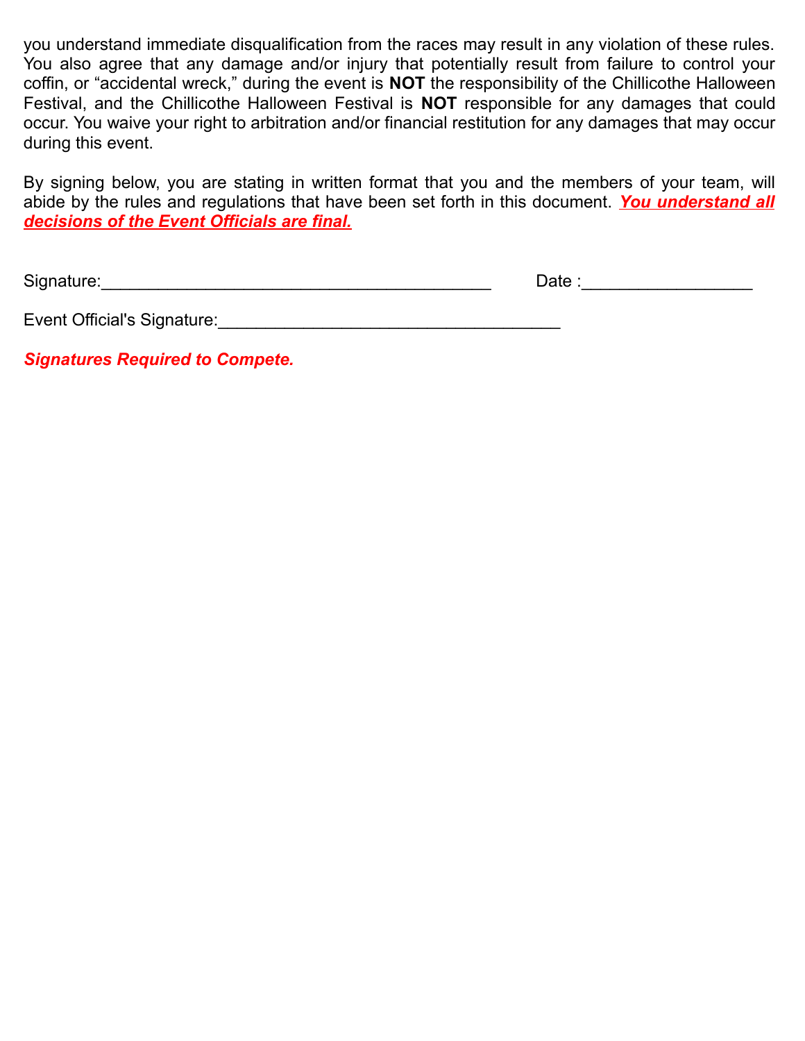you understand immediate disqualification from the races may result in any violation of these rules. You also agree that any damage and/or injury that potentially result from failure to control your coffin, or "accidental wreck," during the event is **NOT** the responsibility of the Chillicothe Halloween Festival, and the Chillicothe Halloween Festival is **NOT** responsible for any damages that could occur. You waive your right to arbitration and/or financial restitution for any damages that may occur during this event.

By signing below, you are stating in written format that you and the members of your team, will abide by the rules and regulations that have been set forth in this document. ***You understand all decisions of the Event Officials are final.***

Signature:________________________________________ Date :_________________

Event Official's Signature:___________________________________

***Signatures Required to Compete.***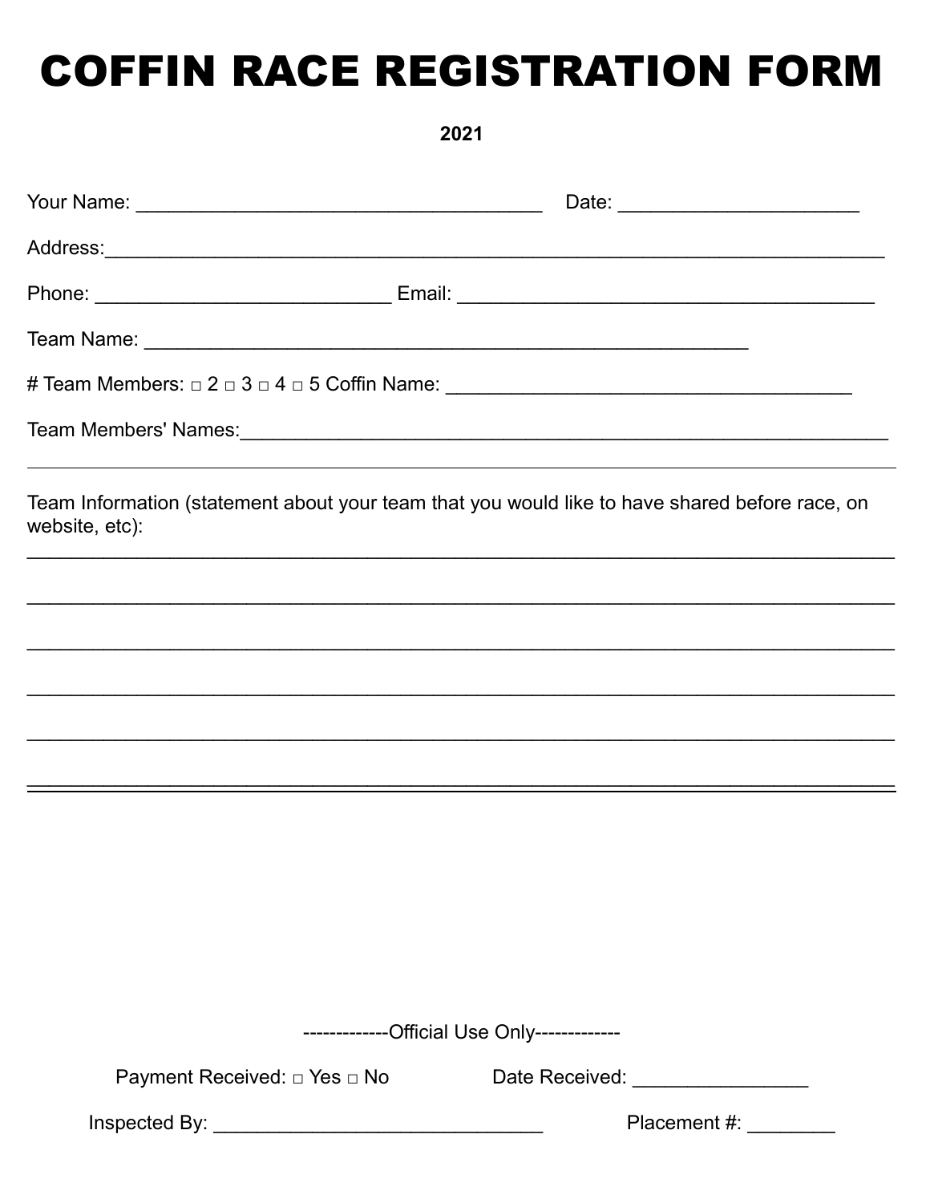# COFFIN RACE REGISTRATION FORM

**2021**

Your Name: _____________________________________ Date: ______________________

Address:_________________________________________________________________________

Phone: ___________________________ Email: ______________________________________

Team Name: _______________________________________________________

# Team Members: □ 2 □ 3 □ 4 □ 5 Coffin Name: _____________________________________

Team Members' Names:___________________________________________________________

________________________________________________________________________________

Team Information (statement about your team that you would like to have shared before race, on website, etc):

________________________________________________________________________________

________________________________________________________________________________

________________________________________________________________________________

________________________________________________________________________________

________________________________________________________________________________

________________________________________________________________________________

-------------Official Use Only-------------

Payment Received: □ Yes □ No Date Received: ________________

Inspected By: ______________________________ Placement #: ________